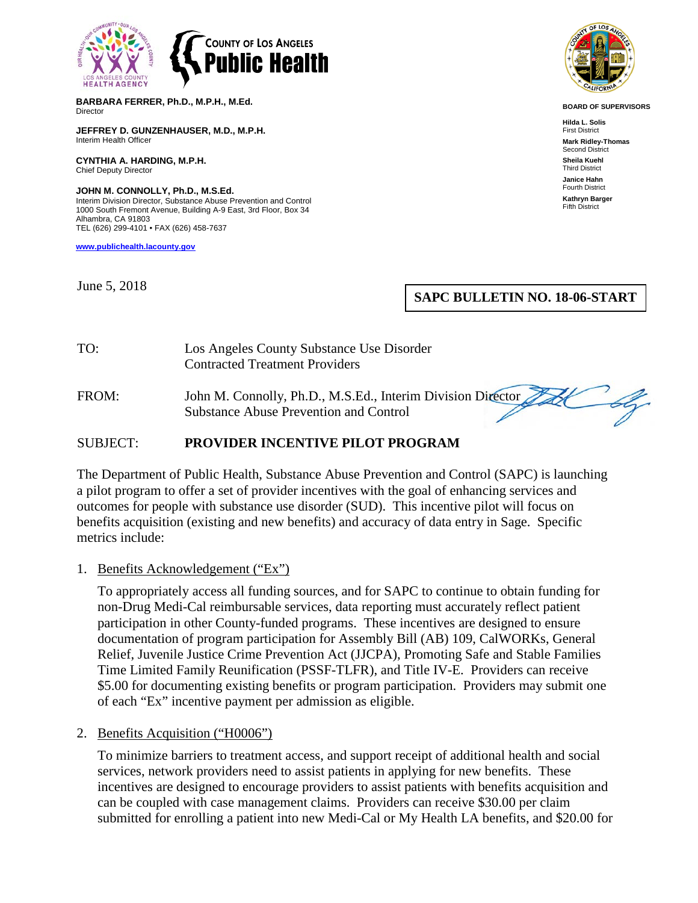COUNTY OF LOS ANGELES
**Public Health**

**BARBARA FERRER, Ph.D., M.P.H., M.Ed.**
Director

**JEFFREY D. GUNZENHAUSER, M.D., M.P.H.**
Interim Health Officer

**CYNTHIA A. HARDING, M.P.H.**
Chief Deputy Director

**JOHN M. CONNOLLY, Ph.D., M.S.Ed.**
Interim Division Director, Substance Abuse Prevention and Control
1000 South Fremont Avenue, Building A-9 East, 3rd Floor, Box 34
Alhambra, CA 91803
TEL (626) 299-4101 • FAX (626) 458-7637

www.publichealth.lacounty.gov

**BOARD OF SUPERVISORS**

**Hilda L. Solis**
First District
**Mark Ridley-Thomas**
Second District
**Sheila Kuehl**
Third District
**Janice Hahn**
Fourth District
**Kathryn Barger**
Fifth District

June 5, 2018

**SAPC BULLETIN NO. 18-06-START**

TO: Los Angeles County Substance Use Disorder Contracted Treatment Providers

FROM: John M. Connolly, Ph.D., M.S.Ed., Interim Division Director
Substance Abuse Prevention and Control

SUBJECT: **PROVIDER INCENTIVE PILOT PROGRAM**

The Department of Public Health, Substance Abuse Prevention and Control (SAPC) is launching a pilot program to offer a set of provider incentives with the goal of enhancing services and outcomes for people with substance use disorder (SUD). This incentive pilot will focus on benefits acquisition (existing and new benefits) and accuracy of data entry in Sage. Specific metrics include:

1. Benefits Acknowledgement ("Ex")

   To appropriately access all funding sources, and for SAPC to continue to obtain funding for non-Drug Medi-Cal reimbursable services, data reporting must accurately reflect patient participation in other County-funded programs. These incentives are designed to ensure documentation of program participation for Assembly Bill (AB) 109, CalWORKs, General Relief, Juvenile Justice Crime Prevention Act (JJCPA), Promoting Safe and Stable Families Time Limited Family Reunification (PSSF-TLFR), and Title IV-E. Providers can receive $5.00 for documenting existing benefits or program participation. Providers may submit one of each "Ex" incentive payment per admission as eligible.

2. Benefits Acquisition ("H0006")

   To minimize barriers to treatment access, and support receipt of additional health and social services, network providers need to assist patients in applying for new benefits. These incentives are designed to encourage providers to assist patients with benefits acquisition and can be coupled with case management claims. Providers can receive $30.00 per claim submitted for enrolling a patient into new Medi-Cal or My Health LA benefits, and $20.00 for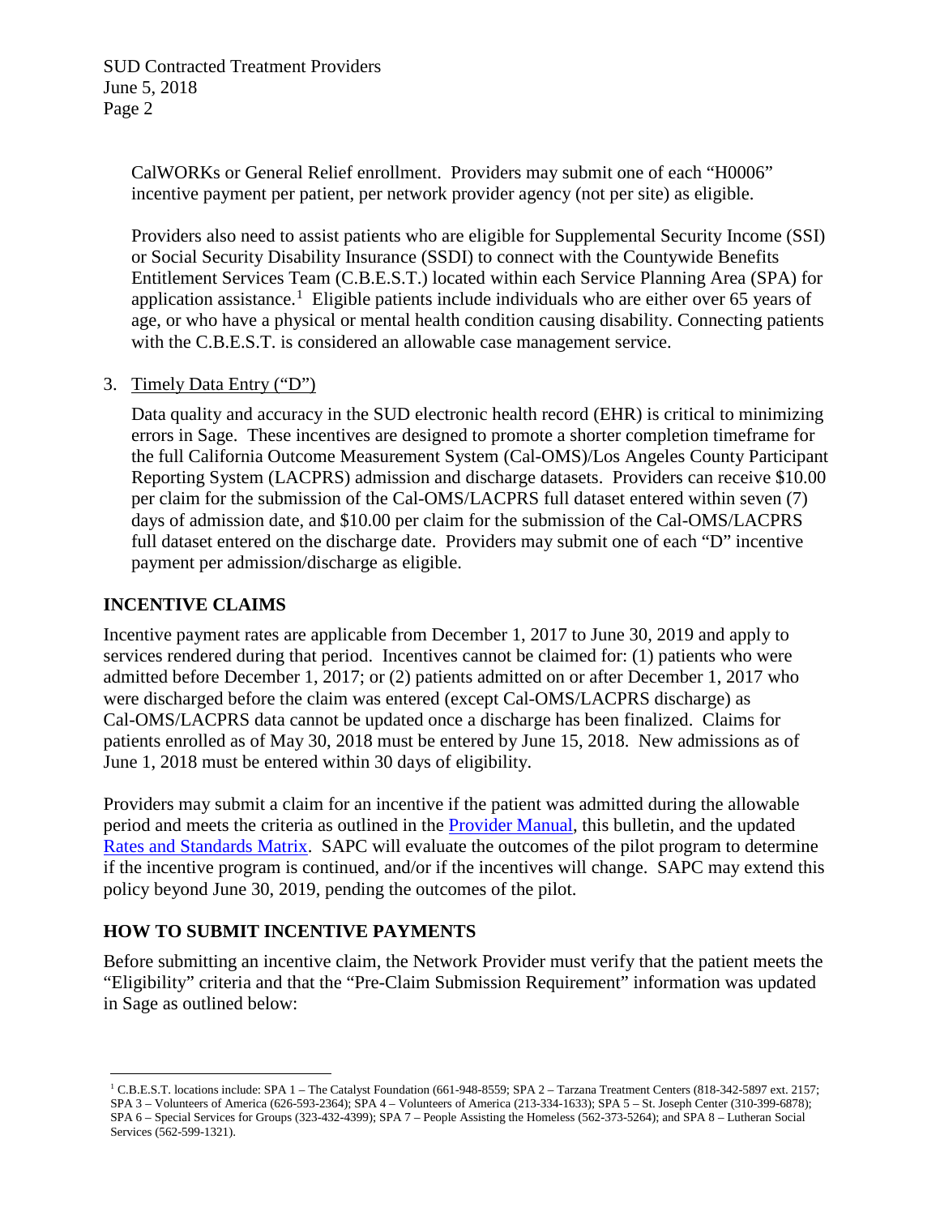CalWORKs or General Relief enrollment. Providers may submit one of each "H0006" incentive payment per patient, per network provider agency (not per site) as eligible.

Providers also need to assist patients who are eligible for Supplemental Security Income (SSI) or Social Security Disability Insurance (SSDI) to connect with the Countywide Benefits Entitlement Services Team (C.B.E.S.T.) located within each Service Planning Area (SPA) for application assistance.[1] Eligible patients include individuals who are either over 65 years of age, or who have a physical or mental health condition causing disability. Connecting patients with the C.B.E.S.T. is considered an allowable case management service.

3. Timely Data Entry ("D")

   Data quality and accuracy in the SUD electronic health record (EHR) is critical to minimizing errors in Sage. These incentives are designed to promote a shorter completion timeframe for the full California Outcome Measurement System (Cal-OMS)/Los Angeles County Participant Reporting System (LACPRS) admission and discharge datasets. Providers can receive $10.00 per claim for the submission of the Cal-OMS/LACPRS full dataset entered within seven (7) days of admission date, and $10.00 per claim for the submission of the Cal-OMS/LACPRS full dataset entered on the discharge date. Providers may submit one of each "D" incentive payment per admission/discharge as eligible.

## INCENTIVE CLAIMS

Incentive payment rates are applicable from December 1, 2017 to June 30, 2019 and apply to services rendered during that period. Incentives cannot be claimed for: (1) patients who were admitted before December 1, 2017; or (2) patients admitted on or after December 1, 2017 who were discharged before the claim was entered (except Cal-OMS/LACPRS discharge) as Cal-OMS/LACPRS data cannot be updated once a discharge has been finalized. Claims for patients enrolled as of May 30, 2018 must be entered by June 15, 2018. New admissions as of June 1, 2018 must be entered within 30 days of eligibility.

Providers may submit a claim for an incentive if the patient was admitted during the allowable period and meets the criteria as outlined in the Provider Manual, this bulletin, and the updated Rates and Standards Matrix. SAPC will evaluate the outcomes of the pilot program to determine if the incentive program is continued, and/or if the incentives will change. SAPC may extend this policy beyond June 30, 2019, pending the outcomes of the pilot.

## HOW TO SUBMIT INCENTIVE PAYMENTS

Before submitting an incentive claim, the Network Provider must verify that the patient meets the "Eligibility" criteria and that the "Pre-Claim Submission Requirement" information was updated in Sage as outlined below:

---

[1] C.B.E.S.T. locations include: SPA 1 – The Catalyst Foundation (661-948-8559; SPA 2 – Tarzana Treatment Centers (818-342-5897 ext. 2157; SPA 3 – Volunteers of America (626-593-2364); SPA 4 – Volunteers of America (213-334-1633); SPA 5 – St. Joseph Center (310-399-6878); SPA 6 – Special Services for Groups (323-432-4399); SPA 7 – People Assisting the Homeless (562-373-5264); and SPA 8 – Lutheran Social Services (562-599-1321).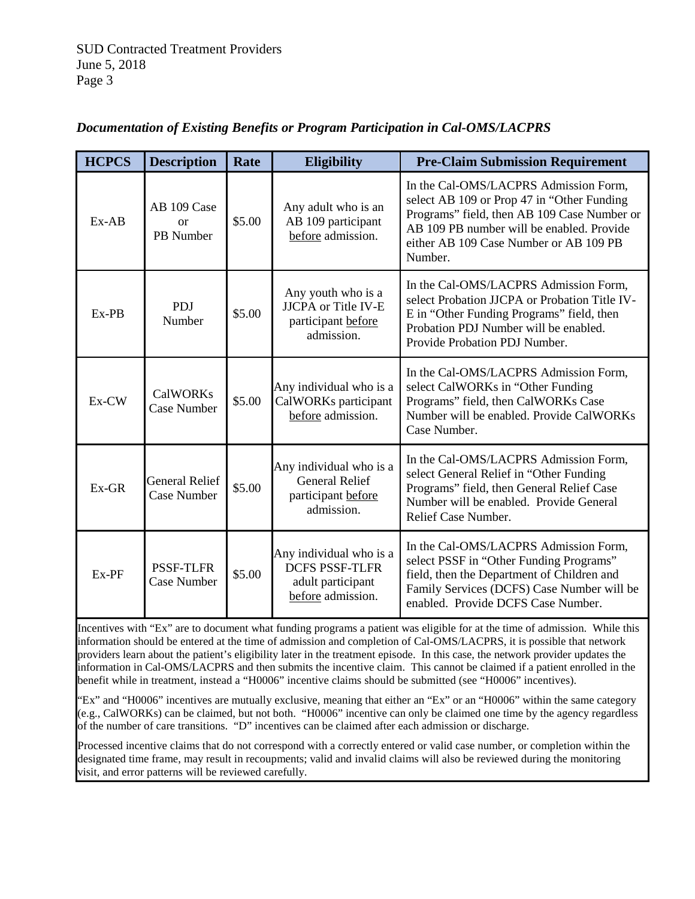*Documentation of Existing Benefits or Program Participation in Cal-OMS/LACPRS*

| HCPCS | Description | Rate | Eligibility | Pre-Claim Submission Requirement |
|---|---|---|---|---|
| Ex-AB | AB 109 Case or PB Number | $5.00 | Any adult who is an AB 109 participant <u>before</u> admission. | In the Cal-OMS/LACPRS Admission Form, select AB 109 or Prop 47 in "Other Funding Programs" field, then AB 109 Case Number or AB 109 PB number will be enabled. Provide either AB 109 Case Number or AB 109 PB Number. |
| Ex-PB | PDJ Number | $5.00 | Any youth who is a JJCPA or Title IV-E participant <u>before</u> admission. | In the Cal-OMS/LACPRS Admission Form, select Probation JJCPA or Probation Title IV-E in "Other Funding Programs" field, then Probation PDJ Number will be enabled. Provide Probation PDJ Number. |
| Ex-CW | CalWORKs Case Number | $5.00 | Any individual who is a CalWORKs participant <u>before</u> admission. | In the Cal-OMS/LACPRS Admission Form, select CalWORKs in "Other Funding Programs" field, then CalWORKs Case Number will be enabled. Provide CalWORKs Case Number. |
| Ex-GR | General Relief Case Number | $5.00 | Any individual who is a General Relief participant <u>before</u> admission. | In the Cal-OMS/LACPRS Admission Form, select General Relief in "Other Funding Programs" field, then General Relief Case Number will be enabled. Provide General Relief Case Number. |
| Ex-PF | PSSF-TLFR Case Number | $5.00 | Any individual who is a DCFS PSSF-TLFR adult participant <u>before</u> admission. | In the Cal-OMS/LACPRS Admission Form, select PSSF in "Other Funding Programs" field, then the Department of Children and Family Services (DCFS) Case Number will be enabled. Provide DCFS Case Number. |

Incentives with "Ex" are to document what funding programs a patient was eligible for at the time of admission. While this information should be entered at the time of admission and completion of Cal-OMS/LACPRS, it is possible that network providers learn about the patient's eligibility later in the treatment episode. In this case, the network provider updates the information in Cal-OMS/LACPRS and then submits the incentive claim. This cannot be claimed if a patient enrolled in the benefit while in treatment, instead a "H0006" incentive claims should be submitted (see "H0006" incentives).

"Ex" and "H0006" incentives are mutually exclusive, meaning that either an "Ex" or an "H0006" within the same category (e.g., CalWORKs) can be claimed, but not both. "H0006" incentive can only be claimed one time by the agency regardless of the number of care transitions. "D" incentives can be claimed after each admission or discharge.

Processed incentive claims that do not correspond with a correctly entered or valid case number, or completion within the designated time frame, may result in recoupments; valid and invalid claims will also be reviewed during the monitoring visit, and error patterns will be reviewed carefully.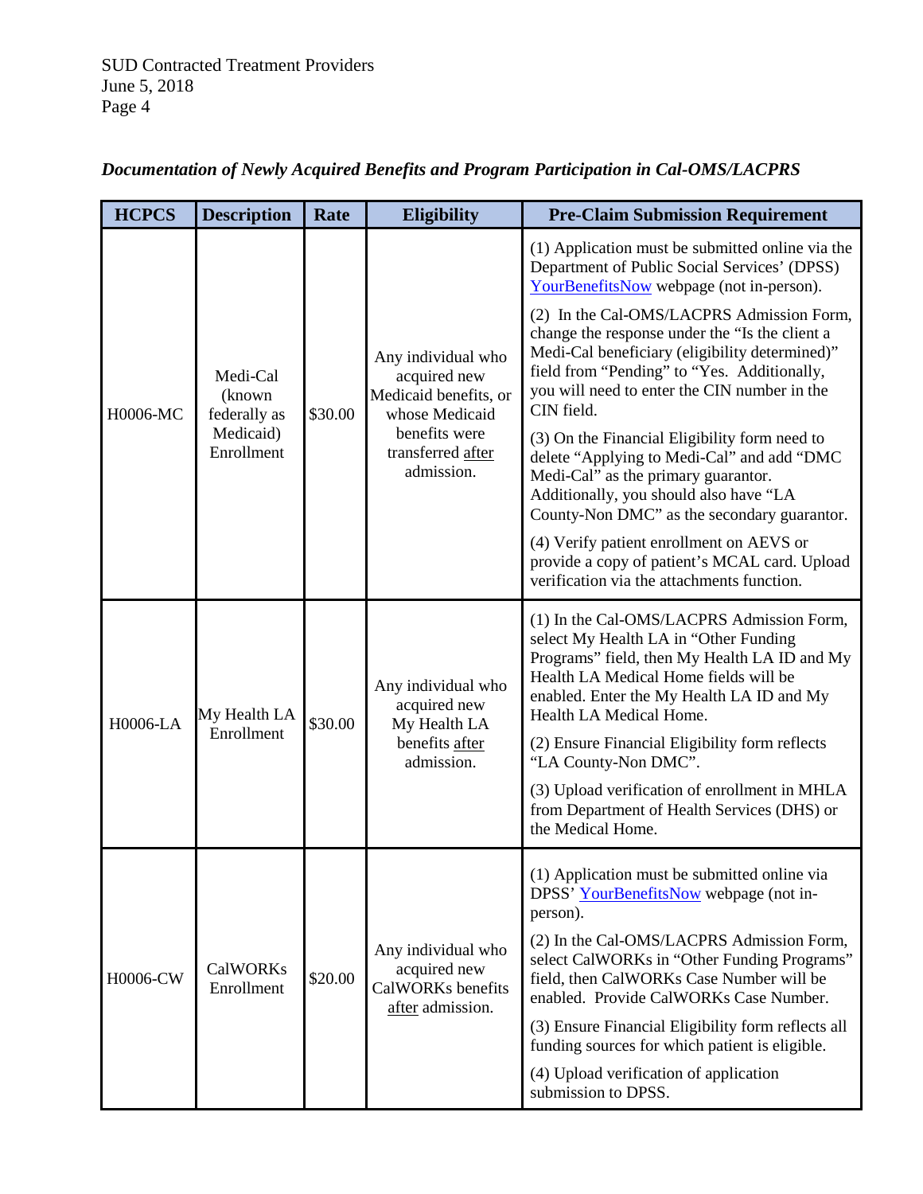*Documentation of Newly Acquired Benefits and Program Participation in Cal-OMS/LACPRS*

| HCPCS | Description | Rate | Eligibility | Pre-Claim Submission Requirement |
|---|---|---|---|---|
| H0006-MC | Medi-Cal (known federally as Medicaid) Enrollment | $30.00 | Any individual who acquired new Medicaid benefits, or whose Medicaid benefits were transferred <u>after</u> admission. | (1) Application must be submitted online via the Department of Public Social Services' (DPSS) [YourBenefitsNow](YourBenefitsNow) webpage (not in-person).<br><br>(2) In the Cal-OMS/LACPRS Admission Form, change the response under the "Is the client a Medi-Cal beneficiary (eligibility determined)" field from "Pending" to "Yes. Additionally, you will need to enter the CIN number in the CIN field.<br><br>(3) On the Financial Eligibility form need to delete "Applying to Medi-Cal" and add "DMC Medi-Cal" as the primary guarantor. Additionally, you should also have "LA County-Non DMC" as the secondary guarantor.<br><br>(4) Verify patient enrollment on AEVS or provide a copy of patient's MCAL card. Upload verification via the attachments function. |
| H0006-LA | My Health LA Enrollment | $30.00 | Any individual who acquired new My Health LA benefits <u>after</u> admission. | (1) In the Cal-OMS/LACPRS Admission Form, select My Health LA in "Other Funding Programs" field, then My Health LA ID and My Health LA Medical Home fields will be enabled. Enter the My Health LA ID and My Health LA Medical Home.<br><br>(2) Ensure Financial Eligibility form reflects "LA County-Non DMC".<br><br>(3) Upload verification of enrollment in MHLA from Department of Health Services (DHS) or the Medical Home. |
| H0006-CW | CalWORKs Enrollment | $20.00 | Any individual who acquired new CalWORKs benefits <u>after</u> admission. | (1) Application must be submitted online via DPSS' [YourBenefitsNow](YourBenefitsNow) webpage (not in-person).<br><br>(2) In the Cal-OMS/LACPRS Admission Form, select CalWORKs in "Other Funding Programs" field, then CalWORKs Case Number will be enabled. Provide CalWORKs Case Number.<br><br>(3) Ensure Financial Eligibility form reflects all funding sources for which patient is eligible.<br><br>(4) Upload verification of application submission to DPSS. |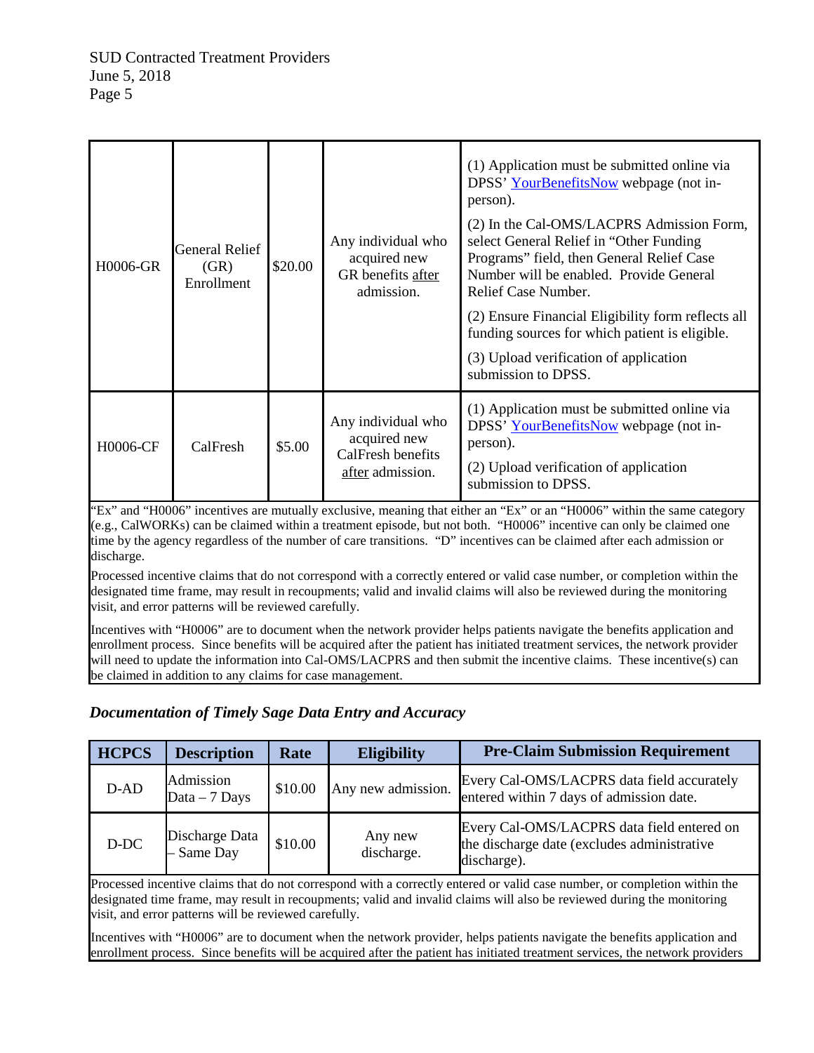| | | | | |
|---|---|---|---|---|
| H0006-GR | General Relief (GR) Enrollment | $20.00 | Any individual who acquired new GR benefits <u>after</u> admission. | (1) Application must be submitted online via DPSS' [YourBenefitsNow](YourBenefitsNow) webpage (not in-person).<br>(2) In the Cal-OMS/LACPRS Admission Form, select General Relief in "Other Funding Programs" field, then General Relief Case Number will be enabled. Provide General Relief Case Number.<br>(2) Ensure Financial Eligibility form reflects all funding sources for which patient is eligible.<br>(3) Upload verification of application submission to DPSS. |
| H0006-CF | CalFresh | $5.00 | Any individual who acquired new CalFresh benefits <u>after</u> admission. | (1) Application must be submitted online via DPSS' [YourBenefitsNow](YourBenefitsNow) webpage (not in-person).<br>(2) Upload verification of application submission to DPSS. |

"Ex" and "H0006" incentives are mutually exclusive, meaning that either an "Ex" or an "H0006" within the same category (e.g., CalWORKs) can be claimed within a treatment episode, but not both. "H0006" incentive can only be claimed one time by the agency regardless of the number of care transitions. "D" incentives can be claimed after each admission or discharge.

Processed incentive claims that do not correspond with a correctly entered or valid case number, or completion within the designated time frame, may result in recoupments; valid and invalid claims will also be reviewed during the monitoring visit, and error patterns will be reviewed carefully.

Incentives with "H0006" are to document when the network provider helps patients navigate the benefits application and enrollment process. Since benefits will be acquired after the patient has initiated treatment services, the network provider will need to update the information into Cal-OMS/LACPRS and then submit the incentive claims. These incentive(s) can be claimed in addition to any claims for case management.

### *Documentation of Timely Sage Data Entry and Accuracy*

| HCPCS | Description | Rate | Eligibility | Pre-Claim Submission Requirement |
|---|---|---|---|---|
| D-AD | Admission Data – 7 Days | $10.00 | Any new admission. | Every Cal-OMS/LACPRS data field accurately entered within 7 days of admission date. |
| D-DC | Discharge Data – Same Day | $10.00 | Any new discharge. | Every Cal-OMS/LACPRS data field entered on the discharge date (excludes administrative discharge). |

Processed incentive claims that do not correspond with a correctly entered or valid case number, or completion within the designated time frame, may result in recoupments; valid and invalid claims will also be reviewed during the monitoring visit, and error patterns will be reviewed carefully.

Incentives with "H0006" are to document when the network provider, helps patients navigate the benefits application and enrollment process. Since benefits will be acquired after the patient has initiated treatment services, the network providers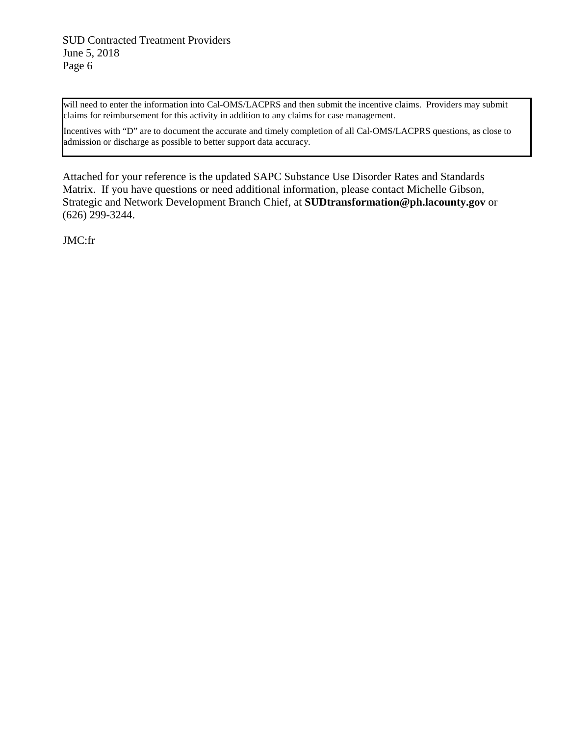will need to enter the information into Cal-OMS/LACPRS and then submit the incentive claims. Providers may submit claims for reimbursement for this activity in addition to any claims for case management.

Incentives with "D" are to document the accurate and timely completion of all Cal-OMS/LACPRS questions, as close to admission or discharge as possible to better support data accuracy.

Attached for your reference is the updated SAPC Substance Use Disorder Rates and Standards Matrix. If you have questions or need additional information, please contact Michelle Gibson, Strategic and Network Development Branch Chief, at **SUDtransformation@ph.lacounty.gov** or (626) 299-3244.

JMC:fr